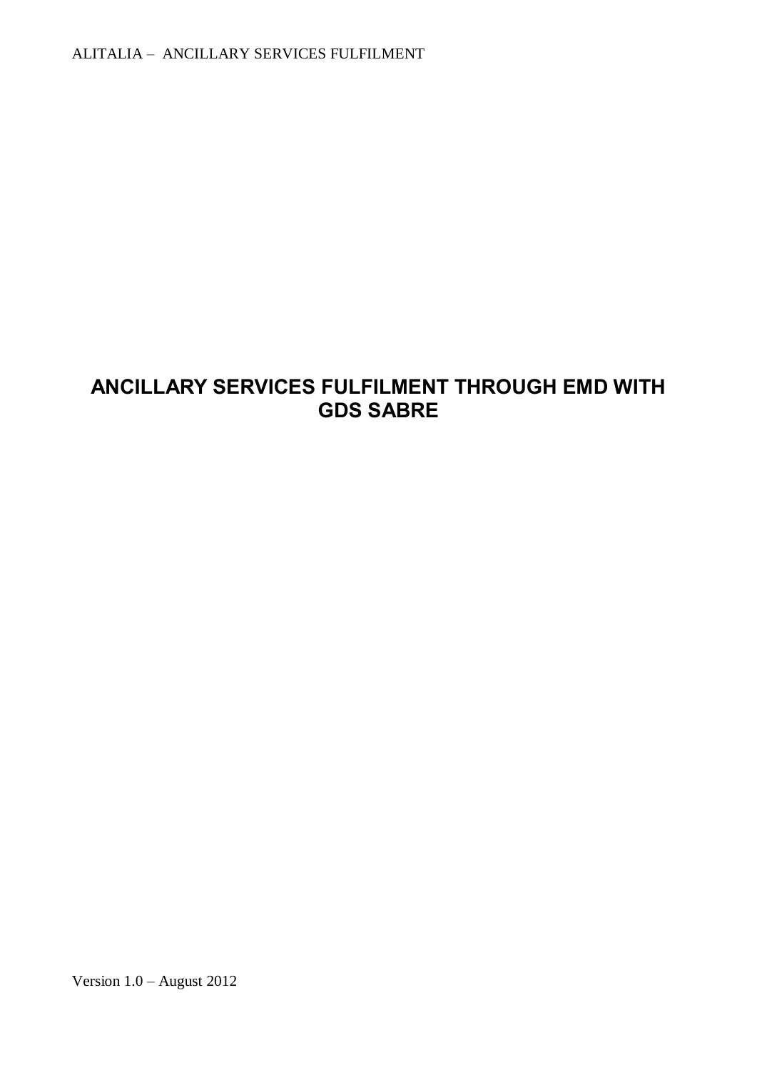# ANCILLARY SERVICES FULFILMENT THROUGH EMD WITH GDS SABRE

Version 1.0 – August 2012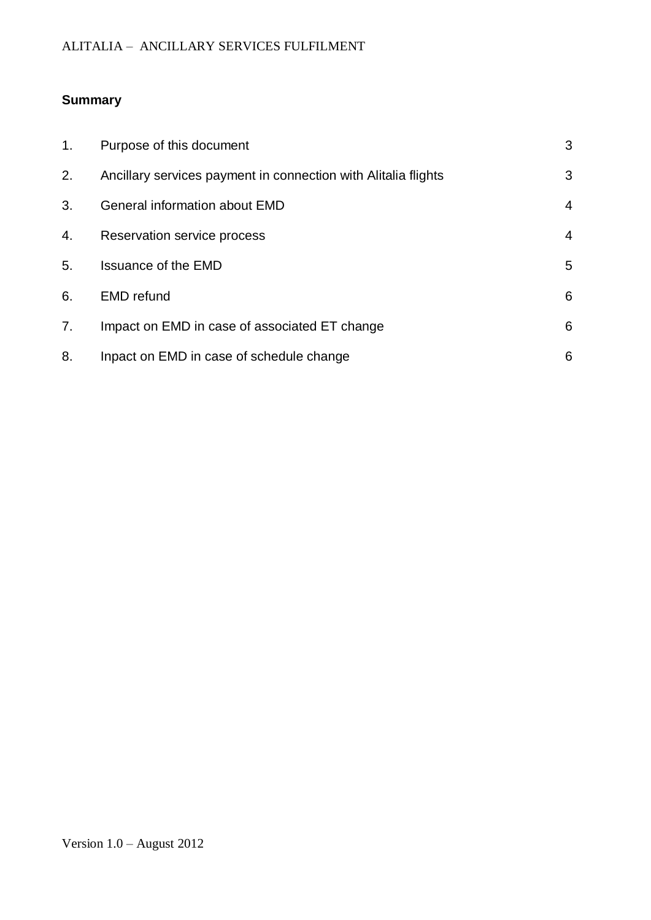## Summary

| | | |
|---|---|---|
| 1. | Purpose of this document | 3 |
| 2. | Ancillary services payment in connection with Alitalia flights | 3 |
| 3. | General information about EMD | 4 |
| 4. | Reservation service process | 4 |
| 5. | Issuance of the EMD | 5 |
| 6. | EMD refund | 6 |
| 7. | Impact on EMD in case of associated ET change | 6 |
| 8. | Inpact on EMD in case of schedule change | 6 |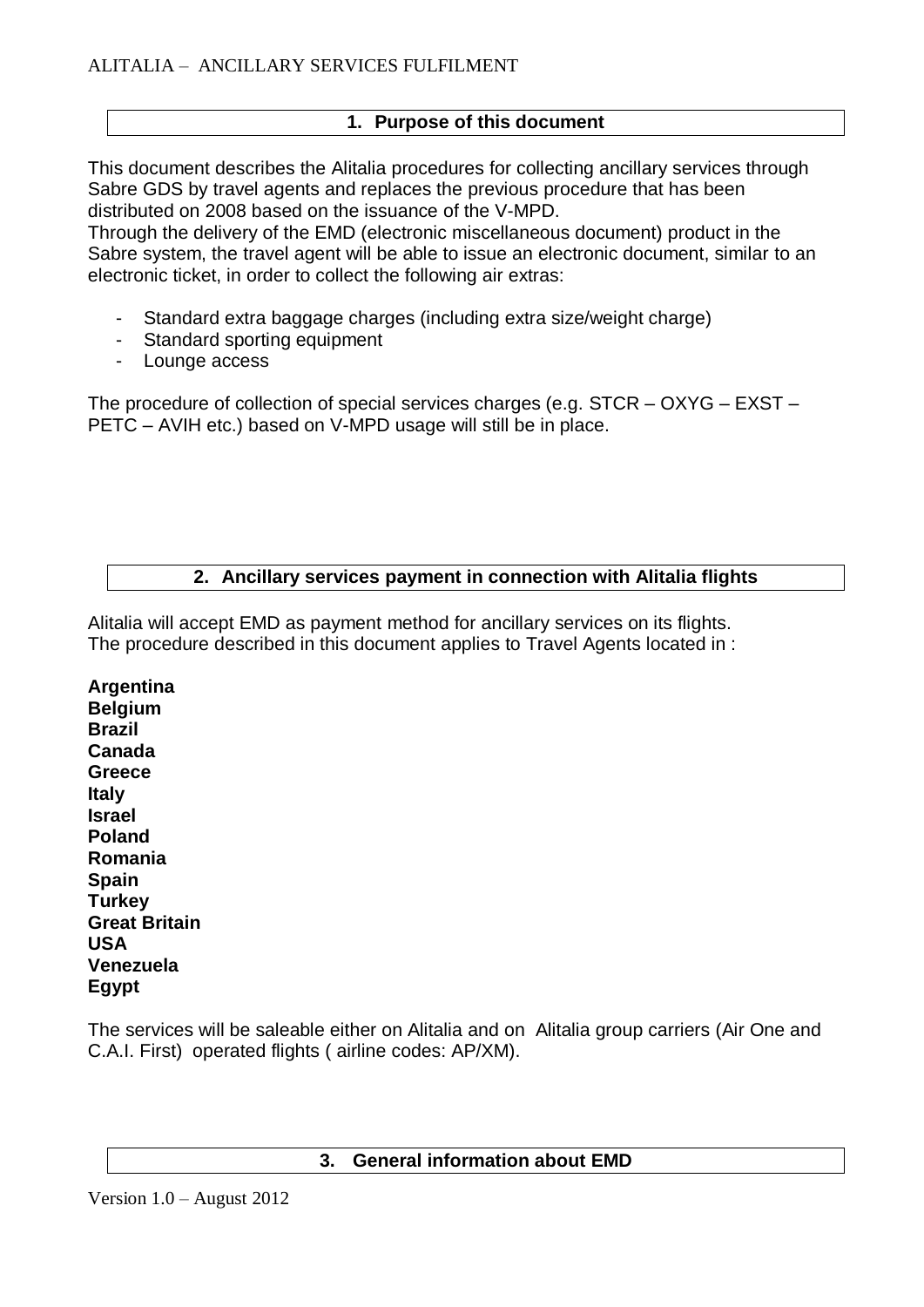## 1. Purpose of this document

This document describes the Alitalia procedures for collecting ancillary services through Sabre GDS by travel agents and replaces the previous procedure that has been distributed on 2008 based on the issuance of the V-MPD.
Through the delivery of the EMD (electronic miscellaneous document) product in the Sabre system, the travel agent will be able to issue an electronic document, similar to an electronic ticket, in order to collect the following air extras:

- Standard extra baggage charges (including extra size/weight charge)
- Standard sporting equipment
- Lounge access

The procedure of collection of special services charges (e.g. STCR – OXYG – EXST – PETC – AVIH etc.) based on V-MPD usage will still be in place.

## 2. Ancillary services payment in connection with Alitalia flights

Alitalia will accept EMD as payment method for ancillary services on its flights.
The procedure described in this document applies to Travel Agents located in :

**Argentina**
**Belgium**
**Brazil**
**Canada**
**Greece**
**Italy**
**Israel**
**Poland**
**Romania**
**Spain**
**Turkey**
**Great Britain**
**USA**
**Venezuela**
**Egypt**

The services will be saleable either on Alitalia and on Alitalia group carriers (Air One and C.A.I. First) operated flights ( airline codes: AP/XM).

## 3. General information about EMD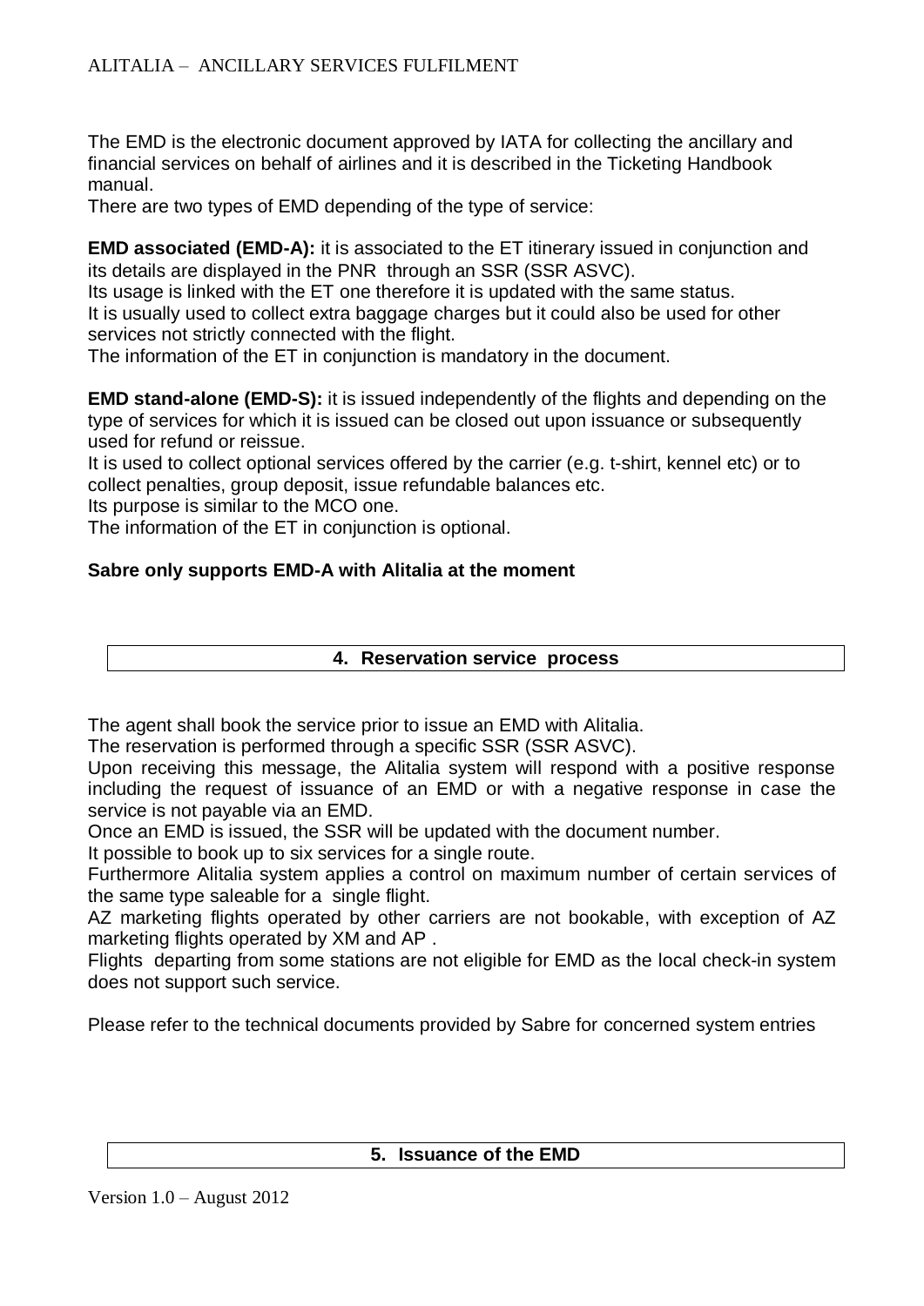The EMD is the electronic document approved by IATA for collecting the ancillary and financial services on behalf of airlines and it is described in the Ticketing Handbook manual.
There are two types of EMD depending of the type of service:

**EMD associated (EMD-A):** it is associated to the ET itinerary issued in conjunction and its details are displayed in the PNR through an SSR (SSR ASVC).
Its usage is linked with the ET one therefore it is updated with the same status.
It is usually used to collect extra baggage charges but it could also be used for other services not strictly connected with the flight.
The information of the ET in conjunction is mandatory in the document.

**EMD stand-alone (EMD-S):** it is issued independently of the flights and depending on the type of services for which it is issued can be closed out upon issuance or subsequently used for refund or reissue.
It is used to collect optional services offered by the carrier (e.g. t-shirt, kennel etc) or to collect penalties, group deposit, issue refundable balances etc.
Its purpose is similar to the MCO one.
The information of the ET in conjunction is optional.

**Sabre only supports EMD-A with Alitalia at the moment**

## 4. Reservation service process

The agent shall book the service prior to issue an EMD with Alitalia.
The reservation is performed through a specific SSR (SSR ASVC).
Upon receiving this message, the Alitalia system will respond with a positive response including the request of issuance of an EMD or with a negative response in case the service is not payable via an EMD.
Once an EMD is issued, the SSR will be updated with the document number.
It possible to book up to six services for a single route.
Furthermore Alitalia system applies a control on maximum number of certain services of the same type saleable for a single flight.
AZ marketing flights operated by other carriers are not bookable, with exception of AZ marketing flights operated by XM and AP .
Flights departing from some stations are not eligible for EMD as the local check-in system does not support such service.

Please refer to the technical documents provided by Sabre for concerned system entries

## 5. Issuance of the EMD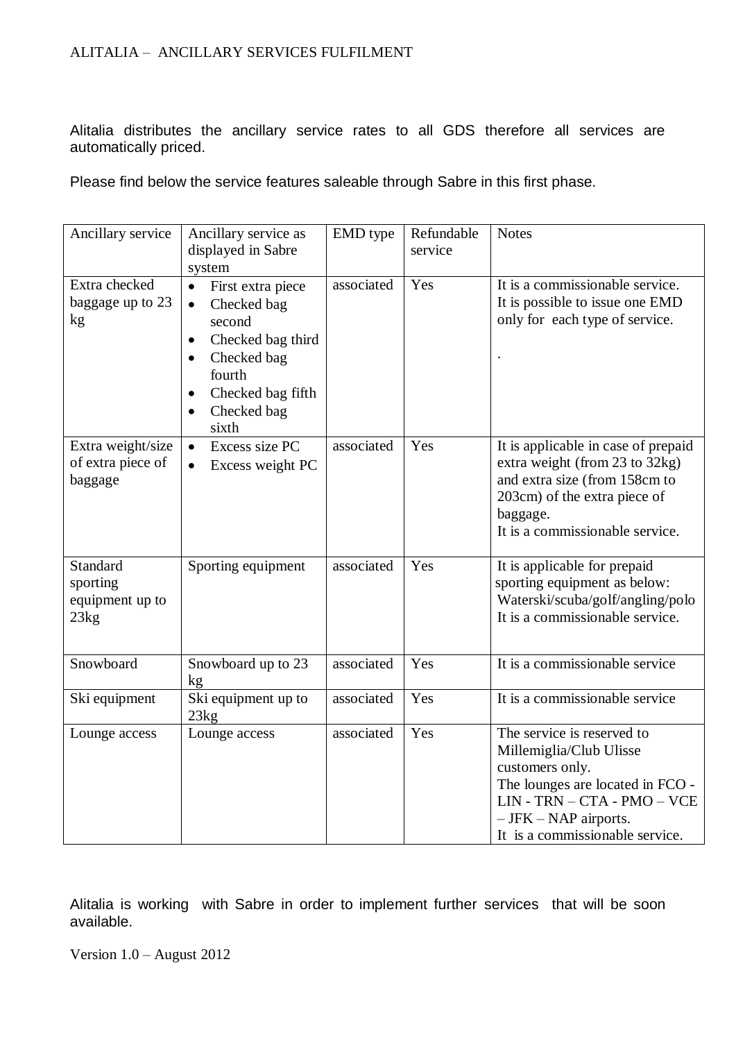Alitalia distributes the ancillary service rates to all GDS therefore all services are automatically priced.

Please find below the service features saleable through Sabre in this first phase.

| Ancillary service | Ancillary service as displayed in Sabre system | EMD type | Refundable service | Notes |
|---|---|---|---|---|
| Extra checked baggage up to 23 kg | • First extra piece<br>• Checked bag second<br>• Checked bag third<br>• Checked bag fourth<br>• Checked bag fifth<br>• Checked bag sixth | associated | Yes | It is a commissionable service.<br>It is possible to issue one EMD only for each type of service.<br>. |
| Extra weight/size of extra piece of baggage | • Excess size PC<br>• Excess weight PC | associated | Yes | It is applicable in case of prepaid extra weight (from 23 to 32kg) and extra size (from 158cm to 203cm) of the extra piece of baggage.<br>It is a commissionable service. |
| Standard sporting equipment up to 23kg | Sporting equipment | associated | Yes | It is applicable for prepaid sporting equipment as below: Waterski/scuba/golf/angling/polo<br>It is a commissionable service. |
| Snowboard | Snowboard up to 23 kg | associated | Yes | It is a commissionable service |
| Ski equipment | Ski equipment up to 23kg | associated | Yes | It is a commissionable service |
| Lounge access | Lounge access | associated | Yes | The service is reserved to Millemiglia/Club Ulisse customers only.<br>The lounges are located in FCO - LIN - TRN – CTA - PMO – VCE – JFK – NAP airports.<br>It is a commissionable service. |

Alitalia is working with Sabre in order to implement further services that will be soon available.

Version 1.0 – August 2012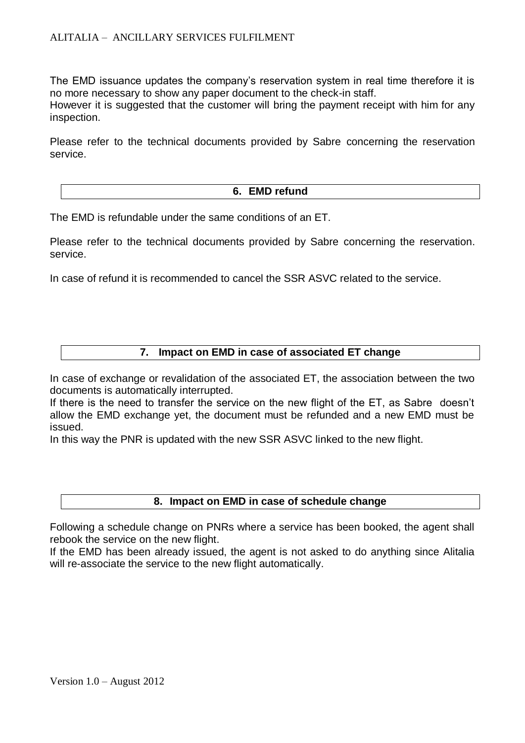The EMD issuance updates the company's reservation system in real time therefore it is no more necessary to show any paper document to the check-in staff.
However it is suggested that the customer will bring the payment receipt with him for any inspection.

Please refer to the technical documents provided by Sabre concerning the reservation service.

## 6. EMD refund

The EMD is refundable under the same conditions of an ET.

Please refer to the technical documents provided by Sabre concerning the reservation. service.

In case of refund it is recommended to cancel the SSR ASVC related to the service.

## 7. Impact on EMD in case of associated ET change

In case of exchange or revalidation of the associated ET, the association between the two documents is automatically interrupted.
If there is the need to transfer the service on the new flight of the ET, as Sabre doesn't allow the EMD exchange yet, the document must be refunded and a new EMD must be issued.
In this way the PNR is updated with the new SSR ASVC linked to the new flight.

## 8. Impact on EMD in case of schedule change

Following a schedule change on PNRs where a service has been booked, the agent shall rebook the service on the new flight.
If the EMD has been already issued, the agent is not asked to do anything since Alitalia will re-associate the service to the new flight automatically.